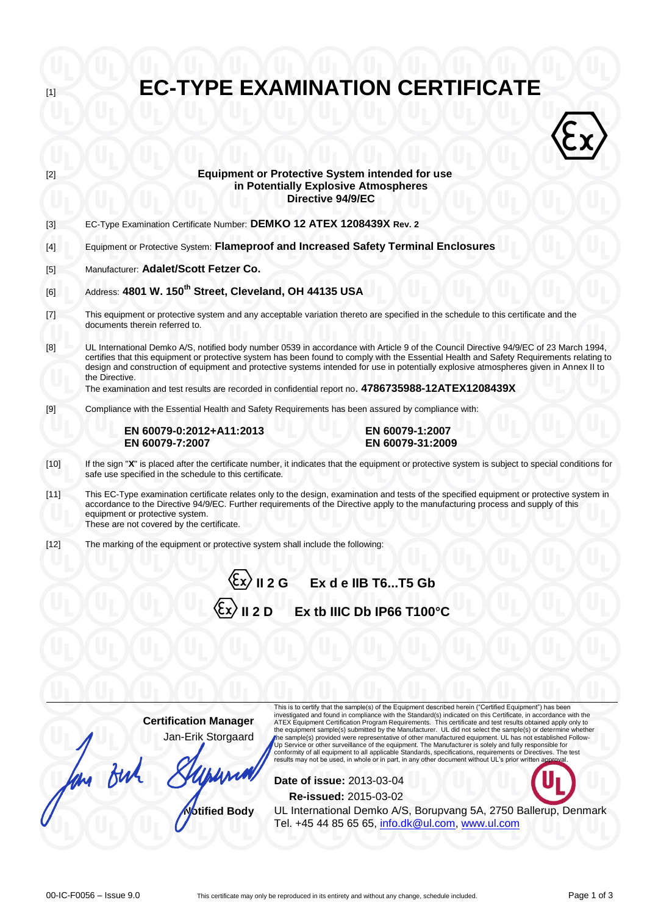[1]

# EC-TYPE EXAMINATION CERTIFICATE

[2]

**Equipment or Protective System intended for use in Potentially Explosive Atmospheres Directive 94/9/EC**

[3] EC-Type Examination Certificate Number: **DEMKO 12 ATEX 1208439X Rev. 2**

[4] Equipment or Protective System: **Flameproof and Increased Safety Terminal Enclosures**

[5] Manufacturer: **Adalet/Scott Fetzer Co.**

[6] Address: **4801 W. 150th Street, Cleveland, OH 44135 USA**

[7] This equipment or protective system and any acceptable variation thereto are specified in the schedule to this certificate and the documents therein referred to.

[8] UL International Demko A/S, notified body number 0539 in accordance with Article 9 of the Council Directive 94/9/EC of 23 March 1994, certifies that this equipment or protective system has been found to comply with the Essential Health and Safety Requirements relating to design and construction of equipment and protective systems intended for use in potentially explosive atmospheres given in Annex II to the Directive.
The examination and test results are recorded in confidential report no. **4786735988-12ATEX1208439X**

[9] Compliance with the Essential Health and Safety Requirements has been assured by compliance with:

**EN 60079-0:2012+A11:2013**
**EN 60079-1:2007**
**EN 60079-7:2007**
**EN 60079-31:2009**

[10] If the sign "**X**" is placed after the certificate number, it indicates that the equipment or protective system is subject to special conditions for safe use specified in the schedule to this certificate.

[11] This EC-Type examination certificate relates only to the design, examination and tests of the specified equipment or protective system in accordance to the Directive 94/9/EC. Further requirements of the Directive apply to the manufacturing process and supply of this equipment or protective system.
These are not covered by the certificate.

[12] The marking of the equipment or protective system shall include the following:

**Ex II 2 G Ex d e IIB T6...T5 Gb**

**Ex II 2 D Ex tb IIIC Db IP66 T100°C**

**Certification Manager**
Jan-Erik Storgaard

**Notified Body**

This is to certify that the sample(s) of the Equipment described herein ("Certified Equipment") has been investigated and found in compliance with the Standard(s) indicated on this Certificate, in accordance with the ATEX Equipment Certification Program Requirements. This certificate and test results obtained apply only to the equipment sample(s) submitted by the Manufacturer. UL did not select the sample(s) or determine whether the sample(s) provided were representative of other manufactured equipment. UL has not established Follow-Up Service or other surveillance of the equipment. The Manufacturer is solely and fully responsible for conformity of all equipment to all applicable Standards, specifications, requirements or Directives. The test results may not be used, in whole or in part, in any other document without UL's prior written approval.

**Date of issue:** 2013-03-04
**Re-issued:** 2015-03-02

UL International Demko A/S, Borupvang 5A, 2750 Ballerup, Denmark
Tel. +45 44 85 65 65, info.dk@ul.com, www.ul.com

00-IC-F0056 – Issue 9.0

This certificate may only be reproduced in its entirety and without any change, schedule included.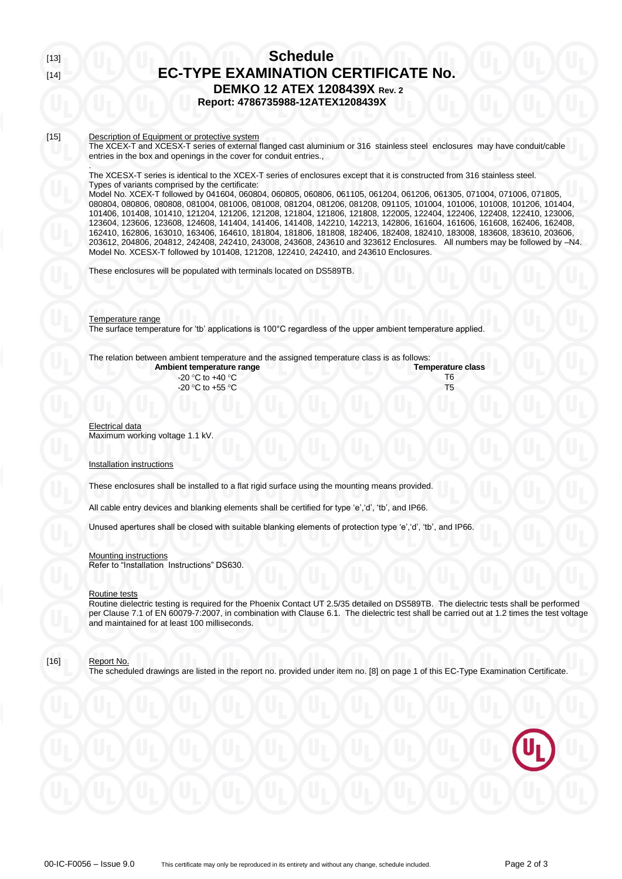[13] 
# Schedule

[14] 
# EC-TYPE EXAMINATION CERTIFICATE No.

### DEMKO 12 ATEX 1208439X Rev. 2

### Report: 4786735988-12ATEX1208439X

[15] Description of Equipment or protective system

The XCEX-T and XCESX-T series of external flanged cast aluminium or 316 stainless steel enclosures may have conduit/cable entries in the box and openings in the cover for conduit entries.,

.

The XCESX-T series is identical to the XCEX-T series of enclosures except that it is constructed from 316 stainless steel.
Types of variants comprised by the certificate:
Model No. XCEX-T followed by 041604, 060804, 060805, 060806, 061105, 061204, 061206, 061305, 071004, 071006, 071805, 080804, 080806, 080808, 081004, 081006, 081008, 081204, 081206, 081208, 091105, 101004, 101006, 101008, 101206, 101404, 101406, 101408, 101410, 121204, 121206, 121208, 121804, 121806, 121808, 122005, 122404, 122406, 122408, 122410, 123006, 123604, 123606, 123608, 124608, 141404, 141406, 141408, 142210, 142213, 142806, 161604, 161606, 161608, 162406, 162408, 162410, 162806, 163010, 163406, 164610, 181804, 181806, 181808, 182406, 182408, 182410, 183008, 183608, 183610, 203606, 203612, 204806, 204812, 242408, 242410, 243008, 243608, 243610 and 323612 Enclosures. All numbers may be followed by –N4.
Model No. XCESX-T followed by 101408, 121208, 122410, 242410, and 243610 Enclosures.

These enclosures will be populated with terminals located on DS589TB.

Temperature range

The surface temperature for 'tb' applications is 100°C regardless of the upper ambient temperature applied.

The relation between ambient temperature and the assigned temperature class is as follows:

| Ambient temperature range | Temperature class |
|---|---|
| -20 °C to +40 °C | T6 |
| -20 °C to +55 °C | T5 |

Electrical data

Maximum working voltage 1.1 kV.

Installation instructions

These enclosures shall be installed to a flat rigid surface using the mounting means provided.

All cable entry devices and blanking elements shall be certified for type 'e','d', 'tb', and IP66.

Unused apertures shall be closed with suitable blanking elements of protection type 'e','d', 'tb', and IP66.

Mounting instructions

Refer to "Installation Instructions" DS630.

Routine tests

Routine dielectric testing is required for the Phoenix Contact UT 2.5/35 detailed on DS589TB. The dielectric tests shall be performed per Clause 7.1 of EN 60079-7:2007, in combination with Clause 6.1. The dielectric test shall be carried out at 1.2 times the test voltage and maintained for at least 100 milliseconds.

[16] Report No.

The scheduled drawings are listed in the report no. provided under item no. [8] on page 1 of this EC-Type Examination Certificate.

00-IC-F0056 – Issue 9.0 This certificate may only be reproduced in its entirety and without any change, schedule included.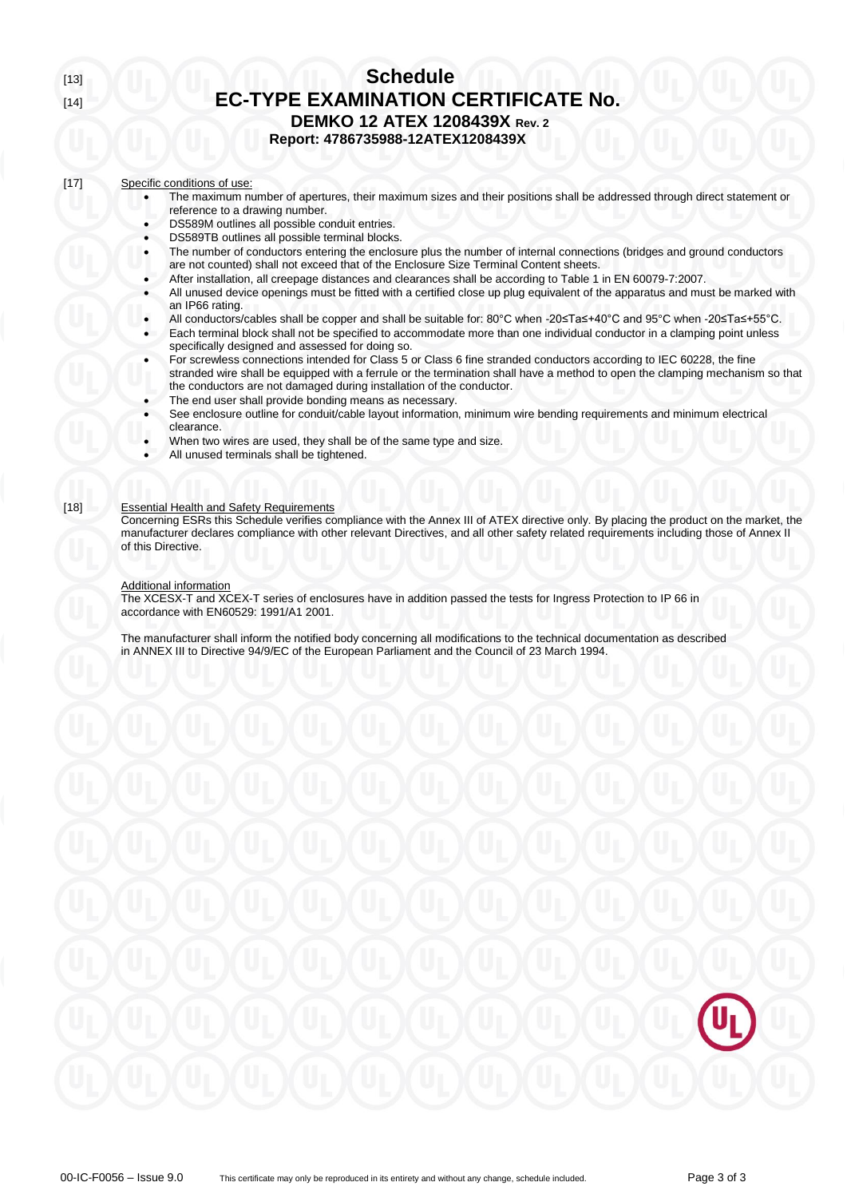[13] **Schedule**

[14] **EC-TYPE EXAMINATION CERTIFICATE No.**

**DEMKO 12 ATEX 1208439X Rev. 2**

**Report: 4786735988-12ATEX1208439X**

[17] Specific conditions of use:

- The maximum number of apertures, their maximum sizes and their positions shall be addressed through direct statement or reference to a drawing number.
- DS589M outlines all possible conduit entries.
- DS589TB outlines all possible terminal blocks.
- The number of conductors entering the enclosure plus the number of internal connections (bridges and ground conductors are not counted) shall not exceed that of the Enclosure Size Terminal Content sheets.
- After installation, all creepage distances and clearances shall be according to Table 1 in EN 60079-7:2007.
- All unused device openings must be fitted with a certified close up plug equivalent of the apparatus and must be marked with an IP66 rating.
- All conductors/cables shall be copper and shall be suitable for: 80°C when -20≤Ta≤+40°C and 95°C when -20≤Ta≤+55°C.
- Each terminal block shall not be specified to accommodate more than one individual conductor in a clamping point unless specifically designed and assessed for doing so.
- For screwless connections intended for Class 5 or Class 6 fine stranded conductors according to IEC 60228, the fine stranded wire shall be equipped with a ferrule or the termination shall have a method to open the clamping mechanism so that the conductors are not damaged during installation of the conductor.
- The end user shall provide bonding means as necessary.
- See enclosure outline for conduit/cable layout information, minimum wire bending requirements and minimum electrical clearance.
- When two wires are used, they shall be of the same type and size.
- All unused terminals shall be tightened.

[18] Essential Health and Safety Requirements

Concerning ESRs this Schedule verifies compliance with the Annex III of ATEX directive only. By placing the product on the market, the manufacturer declares compliance with other relevant Directives, and all other safety related requirements including those of Annex II of this Directive.

Additional information

The XCESX-T and XCEX-T series of enclosures have in addition passed the tests for Ingress Protection to IP 66 in accordance with EN60529: 1991/A1 2001.

The manufacturer shall inform the notified body concerning all modifications to the technical documentation as described in ANNEX III to Directive 94/9/EC of the European Parliament and the Council of 23 March 1994.

00-IC-F0056 – Issue 9.0 This certificate may only be reproduced in its entirety and without any change, schedule included.